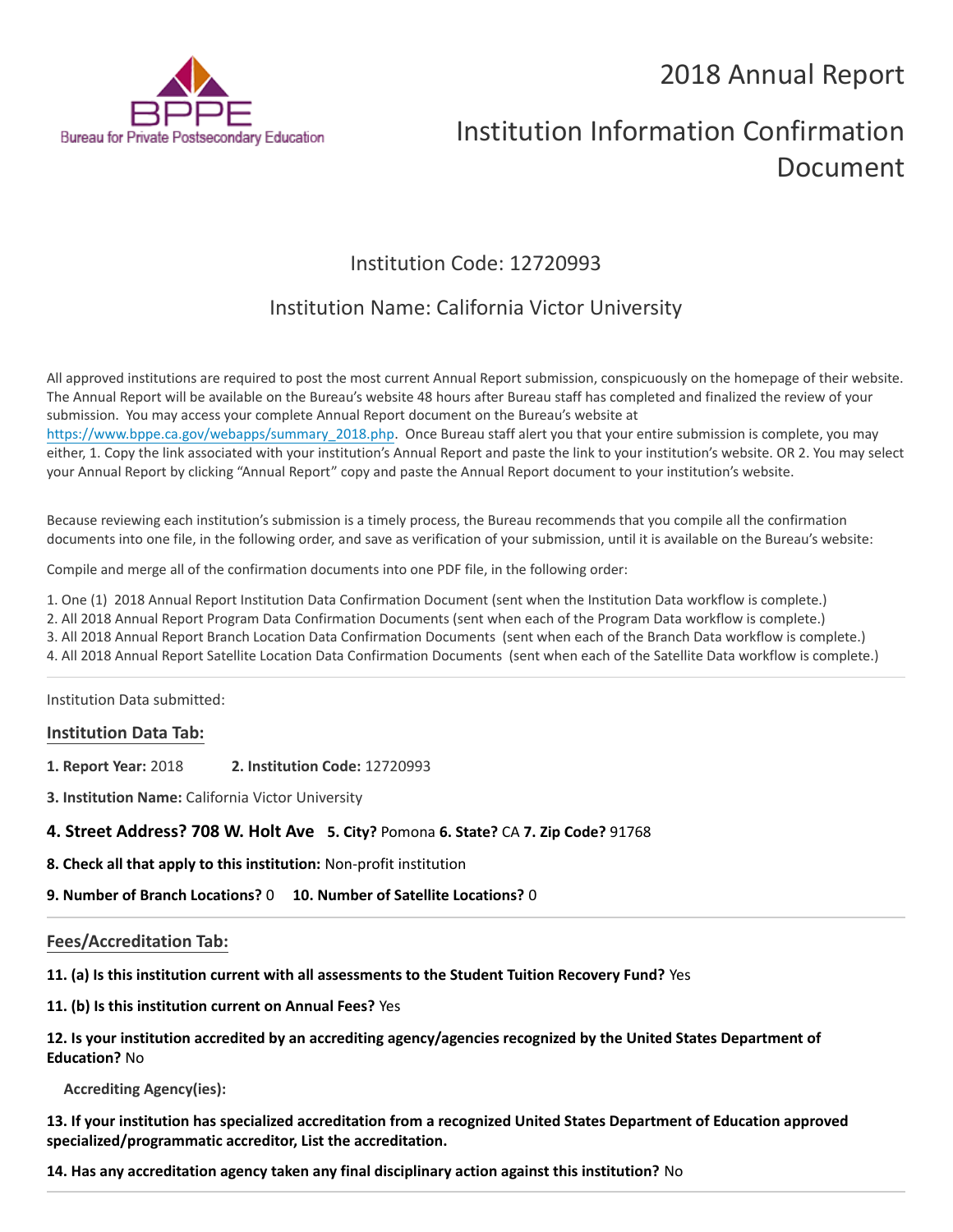BPPE
Bureau for Private Postsecondary Education

# 2018 Annual Report

# Institution Information Confirmation Document

## Institution Code: 12720993

## Institution Name: California Victor University

All approved institutions are required to post the most current Annual Report submission, conspicuously on the homepage of their website. The Annual Report will be available on the Bureau's website 48 hours after Bureau staff has completed and finalized the review of your submission. You may access your complete Annual Report document on the Bureau's website at https://www.bppe.ca.gov/webapps/summary_2018.php. Once Bureau staff alert you that your entire submission is complete, you may either, 1. Copy the link associated with your institution's Annual Report and paste the link to your institution's website. OR 2. You may select your Annual Report by clicking "Annual Report" copy and paste the Annual Report document to your institution's website.

Because reviewing each institution's submission is a timely process, the Bureau recommends that you compile all the confirmation documents into one file, in the following order, and save as verification of your submission, until it is available on the Bureau's website:

Compile and merge all of the confirmation documents into one PDF file, in the following order:

1. One (1) 2018 Annual Report Institution Data Confirmation Document (sent when the Institution Data workflow is complete.)
2. All 2018 Annual Report Program Data Confirmation Documents (sent when each of the Program Data workflow is complete.)
3. All 2018 Annual Report Branch Location Data Confirmation Documents (sent when each of the Branch Data workflow is complete.)
4. All 2018 Annual Report Satellite Location Data Confirmation Documents (sent when each of the Satellite Data workflow is complete.)

---

Institution Data submitted:

### Institution Data Tab:

**1. Report Year:** 2018 **2. Institution Code:** 12720993

**3. Institution Name:** California Victor University

**4. Street Address? 708 W. Holt Ave** **5. City?** Pomona **6. State?** CA **7. Zip Code?** 91768

**8. Check all that apply to this institution:** Non-profit institution

**9. Number of Branch Locations?** 0 **10. Number of Satellite Locations?** 0

---

### Fees/Accreditation Tab:

**11. (a) Is this institution current with all assessments to the Student Tuition Recovery Fund?** Yes

**11. (b) Is this institution current on Annual Fees?** Yes

**12. Is your institution accredited by an accrediting agency/agencies recognized by the United States Department of Education?** No

**Accrediting Agency(ies):**

**13. If your institution has specialized accreditation from a recognized United States Department of Education approved specialized/programmatic accreditor, List the accreditation.**

**14. Has any accreditation agency taken any final disciplinary action against this institution?** No

---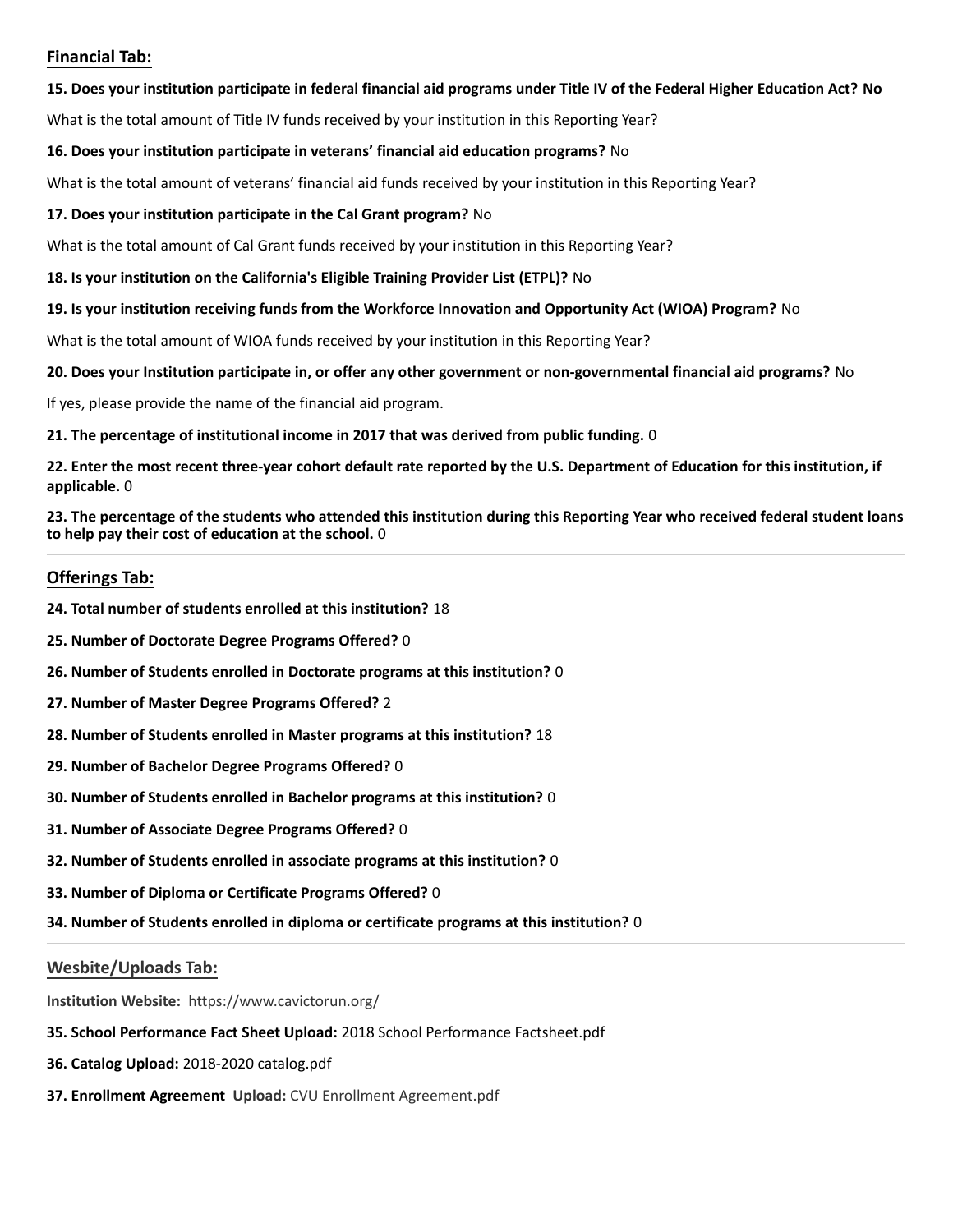## Financial Tab:

**15. Does your institution participate in federal financial aid programs under Title IV of the Federal Higher Education Act? No**

What is the total amount of Title IV funds received by your institution in this Reporting Year?

**16. Does your institution participate in veterans' financial aid education programs?** No

What is the total amount of veterans' financial aid funds received by your institution in this Reporting Year?

**17. Does your institution participate in the Cal Grant program?** No

What is the total amount of Cal Grant funds received by your institution in this Reporting Year?

**18. Is your institution on the California's Eligible Training Provider List (ETPL)?** No

**19. Is your institution receiving funds from the Workforce Innovation and Opportunity Act (WIOA) Program?** No

What is the total amount of WIOA funds received by your institution in this Reporting Year?

**20. Does your Institution participate in, or offer any other government or non-governmental financial aid programs?** No

If yes, please provide the name of the financial aid program.

**21. The percentage of institutional income in 2017 that was derived from public funding.** 0

**22. Enter the most recent three-year cohort default rate reported by the U.S. Department of Education for this institution, if applicable.** 0

**23. The percentage of the students who attended this institution during this Reporting Year who received federal student loans to help pay their cost of education at the school.** 0

## Offerings Tab:

**24. Total number of students enrolled at this institution?** 18

**25. Number of Doctorate Degree Programs Offered?** 0

**26. Number of Students enrolled in Doctorate programs at this institution?** 0

**27. Number of Master Degree Programs Offered?** 2

**28. Number of Students enrolled in Master programs at this institution?** 18

**29. Number of Bachelor Degree Programs Offered?** 0

**30. Number of Students enrolled in Bachelor programs at this institution?** 0

**31. Number of Associate Degree Programs Offered?** 0

**32. Number of Students enrolled in associate programs at this institution?** 0

**33. Number of Diploma or Certificate Programs Offered?** 0

**34. Number of Students enrolled in diploma or certificate programs at this institution?** 0

## Wesbite/Uploads Tab:

**Institution Website:** https://www.cavictorun.org/

**35. School Performance Fact Sheet Upload:** 2018 School Performance Factsheet.pdf

**36. Catalog Upload:** 2018-2020 catalog.pdf

**37. Enrollment Agreement Upload:** CVU Enrollment Agreement.pdf